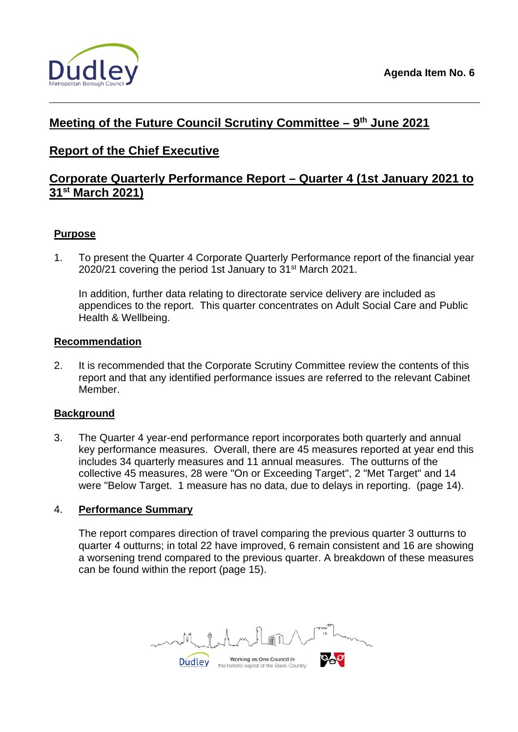Agenda Item No. 6

## Meeting of the Future Council Scrutiny Committee – 9th June 2021

## Report of the Chief Executive

## Corporate Quarterly Performance Report – Quarter 4 (1st January 2021 to 31st March 2021)

### Purpose

1. To present the Quarter 4 Corporate Quarterly Performance report of the financial year 2020/21 covering the period 1st January to 31st March 2021.

   In addition, further data relating to directorate service delivery are included as appendices to the report. This quarter concentrates on Adult Social Care and Public Health & Wellbeing.

### Recommendation

2. It is recommended that the Corporate Scrutiny Committee review the contents of this report and that any identified performance issues are referred to the relevant Cabinet Member.

### Background

3. The Quarter 4 year-end performance report incorporates both quarterly and annual key performance measures. Overall, there are 45 measures reported at year end this includes 34 quarterly measures and 11 annual measures. The outturns of the collective 45 measures, 28 were "On or Exceeding Target", 2 "Met Target" and 14 were "Below Target. 1 measure has no data, due to delays in reporting. (page 14).

4. **Performance Summary**

   The report compares direction of travel comparing the previous quarter 3 outturns to quarter 4 outturns; in total 22 have improved, 6 remain consistent and 16 are showing a worsening trend compared to the previous quarter. A breakdown of these measures can be found within the report (page 15).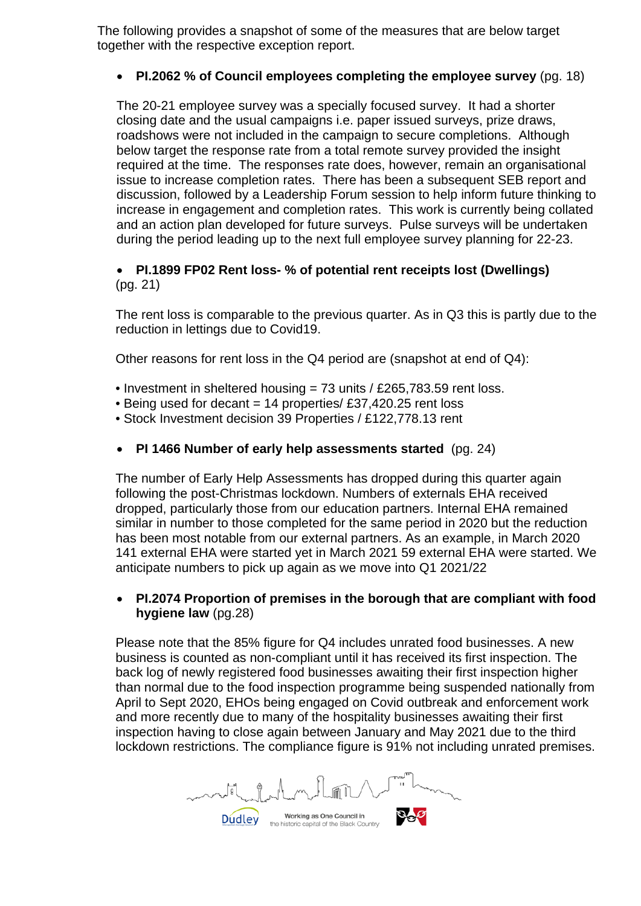The following provides a snapshot of some of the measures that are below target together with the respective exception report.

- **PI.2062 % of Council employees completing the employee survey** (pg. 18)

The 20-21 employee survey was a specially focused survey. It had a shorter closing date and the usual campaigns i.e. paper issued surveys, prize draws, roadshows were not included in the campaign to secure completions. Although below target the response rate from a total remote survey provided the insight required at the time. The responses rate does, however, remain an organisational issue to increase completion rates. There has been a subsequent SEB report and discussion, followed by a Leadership Forum session to help inform future thinking to increase in engagement and completion rates. This work is currently being collated and an action plan developed for future surveys. Pulse surveys will be undertaken during the period leading up to the next full employee survey planning for 22-23.

- **PI.1899 FP02 Rent loss- % of potential rent receipts lost (Dwellings)** (pg. 21)

The rent loss is comparable to the previous quarter. As in Q3 this is partly due to the reduction in lettings due to Covid19.

Other reasons for rent loss in the Q4 period are (snapshot at end of Q4):

- Investment in sheltered housing = 73 units / £265,783.59 rent loss.
- Being used for decant = 14 properties/ £37,420.25 rent loss
- Stock Investment decision 39 Properties / £122,778.13 rent

- **PI 1466 Number of early help assessments started** (pg. 24)

The number of Early Help Assessments has dropped during this quarter again following the post-Christmas lockdown. Numbers of externals EHA received dropped, particularly those from our education partners. Internal EHA remained similar in number to those completed for the same period in 2020 but the reduction has been most notable from our external partners. As an example, in March 2020 141 external EHA were started yet in March 2021 59 external EHA were started. We anticipate numbers to pick up again as we move into Q1 2021/22

- **PI.2074 Proportion of premises in the borough that are compliant with food hygiene law** (pg.28)

Please note that the 85% figure for Q4 includes unrated food businesses. A new business is counted as non-compliant until it has received its first inspection. The back log of newly registered food businesses awaiting their first inspection higher than normal due to the food inspection programme being suspended nationally from April to Sept 2020, EHOs being engaged on Covid outbreak and enforcement work and more recently due to many of the hospitality businesses awaiting their first inspection having to close again between January and May 2021 due to the third lockdown restrictions. The compliance figure is 91% not including unrated premises.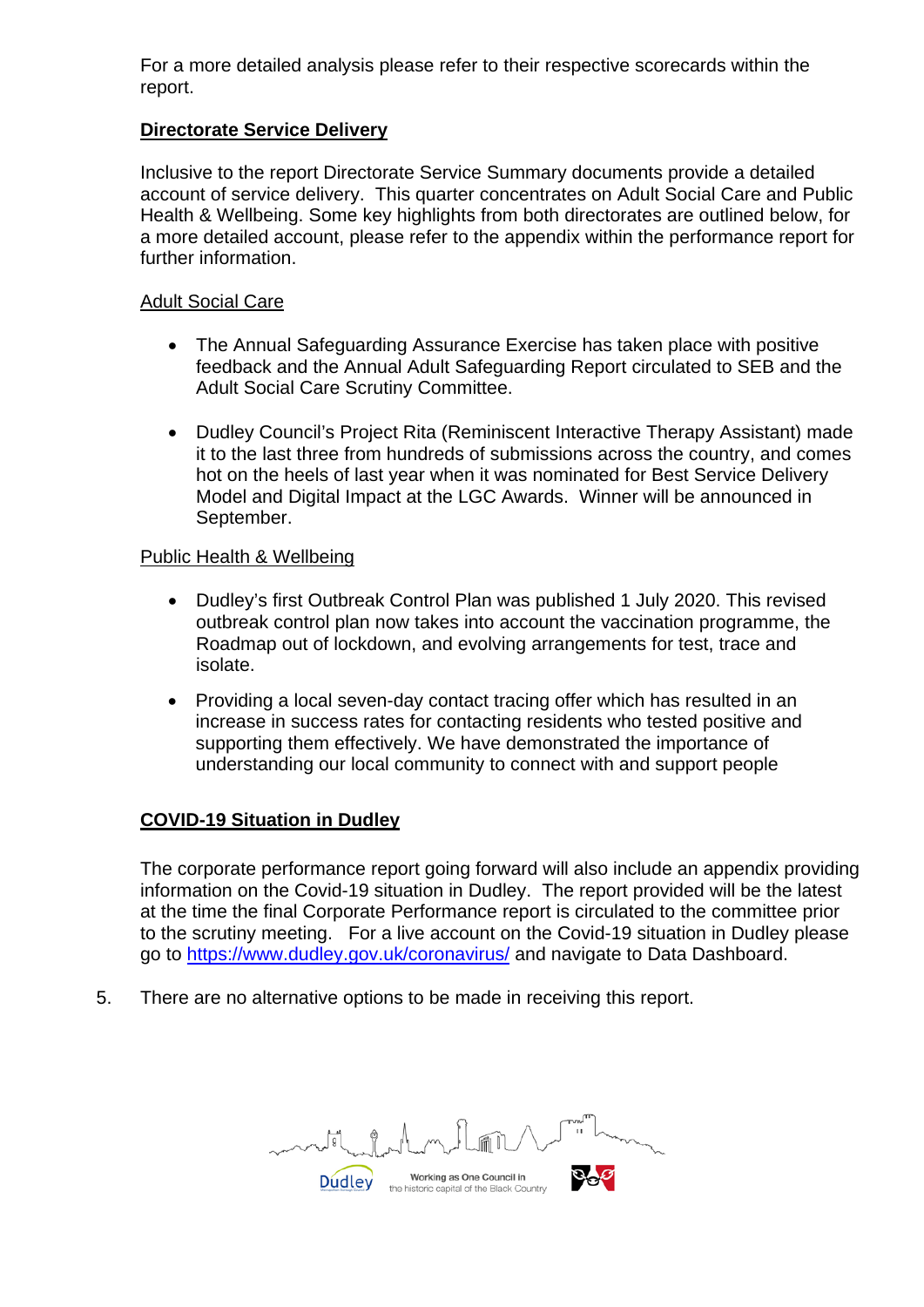For a more detailed analysis please refer to their respective scorecards within the report.

**Directorate Service Delivery**

Inclusive to the report Directorate Service Summary documents provide a detailed account of service delivery. This quarter concentrates on Adult Social Care and Public Health & Wellbeing. Some key highlights from both directorates are outlined below, for a more detailed account, please refer to the appendix within the performance report for further information.

Adult Social Care

- The Annual Safeguarding Assurance Exercise has taken place with positive feedback and the Annual Adult Safeguarding Report circulated to SEB and the Adult Social Care Scrutiny Committee.

- Dudley Council's Project Rita (Reminiscent Interactive Therapy Assistant) made it to the last three from hundreds of submissions across the country, and comes hot on the heels of last year when it was nominated for Best Service Delivery Model and Digital Impact at the LGC Awards. Winner will be announced in September.

Public Health & Wellbeing

- Dudley's first Outbreak Control Plan was published 1 July 2020. This revised outbreak control plan now takes into account the vaccination programme, the Roadmap out of lockdown, and evolving arrangements for test, trace and isolate.

- Providing a local seven-day contact tracing offer which has resulted in an increase in success rates for contacting residents who tested positive and supporting them effectively. We have demonstrated the importance of understanding our local community to connect with and support people

**COVID-19 Situation in Dudley**

The corporate performance report going forward will also include an appendix providing information on the Covid-19 situation in Dudley. The report provided will be the latest at the time the final Corporate Performance report is circulated to the committee prior to the scrutiny meeting. For a live account on the Covid-19 situation in Dudley please go to https://www.dudley.gov.uk/coronavirus/ and navigate to Data Dashboard.

5. There are no alternative options to be made in receiving this report.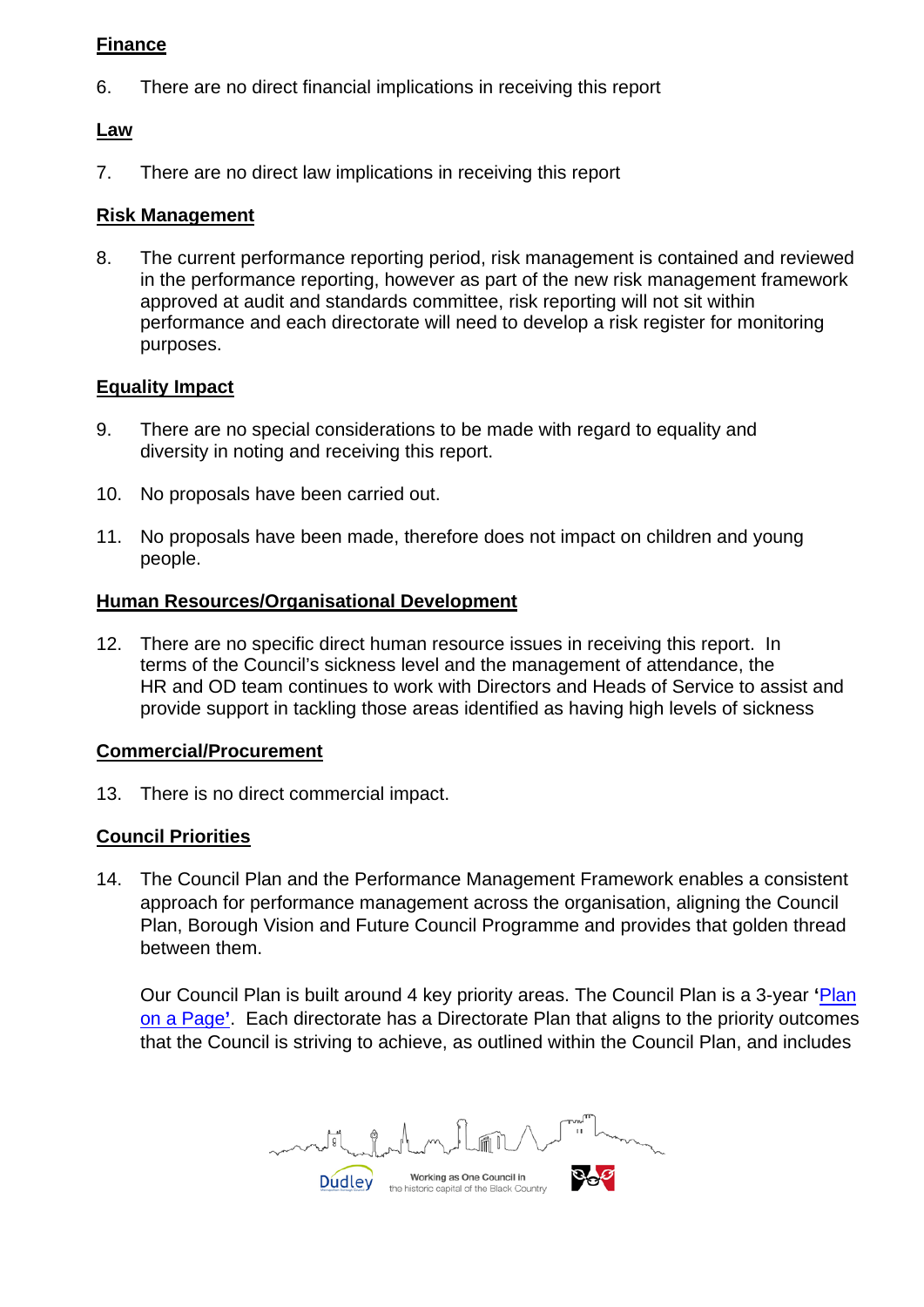**Finance**

6. There are no direct financial implications in receiving this report

**Law**

7. There are no direct law implications in receiving this report

**Risk Management**

8. The current performance reporting period, risk management is contained and reviewed in the performance reporting, however as part of the new risk management framework approved at audit and standards committee, risk reporting will not sit within performance and each directorate will need to develop a risk register for monitoring purposes.

**Equality Impact**

9. There are no special considerations to be made with regard to equality and diversity in noting and receiving this report.

10. No proposals have been carried out.

11. No proposals have been made, therefore does not impact on children and young people.

**Human Resources/Organisational Development**

12. There are no specific direct human resource issues in receiving this report. In terms of the Council's sickness level and the management of attendance, the HR and OD team continues to work with Directors and Heads of Service to assist and provide support in tackling those areas identified as having high levels of sickness

**Commercial/Procurement**

13. There is no direct commercial impact.

**Council Priorities**

14. The Council Plan and the Performance Management Framework enables a consistent approach for performance management across the organisation, aligning the Council Plan, Borough Vision and Future Council Programme and provides that golden thread between them.

    Our Council Plan is built around 4 key priority areas. The Council Plan is a 3-year **'**Plan on a Page**'**. Each directorate has a Directorate Plan that aligns to the priority outcomes that the Council is striving to achieve, as outlined within the Council Plan, and includes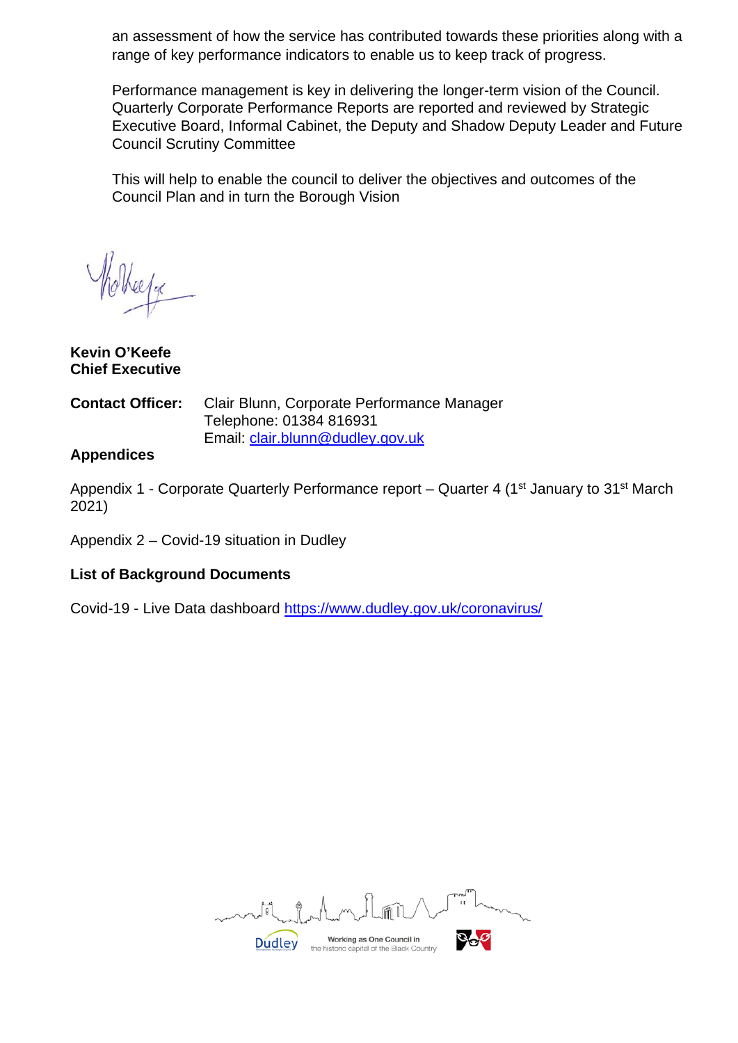an assessment of how the service has contributed towards these priorities along with a range of key performance indicators to enable us to keep track of progress.

Performance management is key in delivering the longer-term vision of the Council. Quarterly Corporate Performance Reports are reported and reviewed by Strategic Executive Board, Informal Cabinet, the Deputy and Shadow Deputy Leader and Future Council Scrutiny Committee

This will help to enable the council to deliver the objectives and outcomes of the Council Plan and in turn the Borough Vision

**Kevin O'Keefe**
**Chief Executive**

**Contact Officer:** Clair Blunn, Corporate Performance Manager
Telephone: 01384 816931
Email: clair.blunn@dudley.gov.uk

**Appendices**

Appendix 1 - Corporate Quarterly Performance report – Quarter 4 (1st January to 31st March 2021)

Appendix 2 – Covid-19 situation in Dudley

**List of Background Documents**

Covid-19 - Live Data dashboard https://www.dudley.gov.uk/coronavirus/